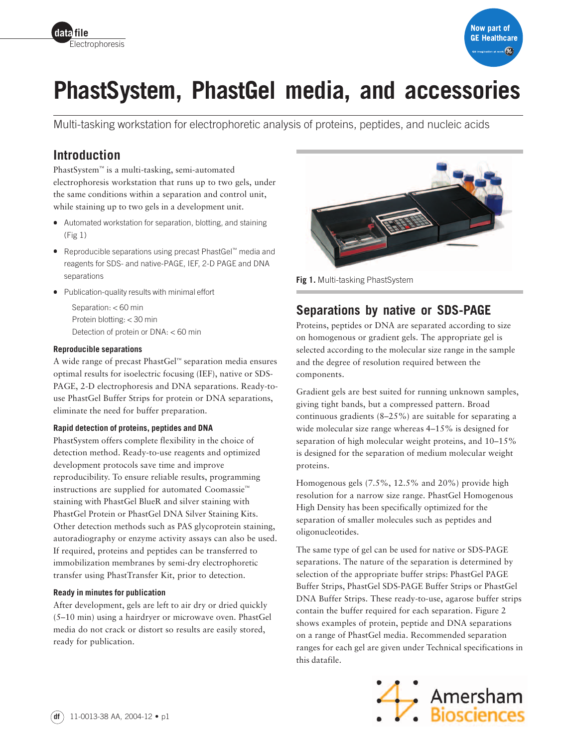# PhastSystem, PhastGel media, and accessories

Multi-tasking workstation for electrophoretic analysis of proteins, peptides, and nucleic acids

## Introduction

PhastSystem™ is a multi-tasking, semi-automated electrophoresis workstation that runs up to two gels, under the same conditions within a separation and control unit, while staining up to two gels in a development unit.

- Automated workstation for separation, blotting, and staining (Fig 1)
- Reproducible separations using precast PhastGel™ media and reagents for SDS- and native-PAGE, IEF, 2-D PAGE and DNA separations
- Publication-quality results with minimal effort

  Separation: < 60 min
  Protein blotting: < 30 min
  Detection of protein or DNA: < 60 min

### Reproducible separations

A wide range of precast PhastGel™ separation media ensures optimal results for isoelectric focusing (IEF), native or SDS-PAGE, 2-D electrophoresis and DNA separations. Ready-to-use PhastGel Buffer Strips for protein or DNA separations, eliminate the need for buffer preparation.

### Rapid detection of proteins, peptides and DNA

PhastSystem offers complete flexibility in the choice of detection method. Ready-to-use reagents and optimized development protocols save time and improve reproducibility. To ensure reliable results, programming instructions are supplied for automated Coomassie™ staining with PhastGel BlueR and silver staining with PhastGel Protein or PhastGel DNA Silver Staining Kits. Other detection methods such as PAS glycoprotein staining, autoradiography or enzyme activity assays can also be used. If required, proteins and peptides can be transferred to immobilization membranes by semi-dry electrophoretic transfer using PhastTransfer Kit, prior to detection.

### Ready in minutes for publication

After development, gels are left to air dry or dried quickly (5–10 min) using a hairdryer or microwave oven. PhastGel media do not crack or distort so results are easily stored, ready for publication.

**Fig 1.** Multi-tasking PhastSystem

## Separations by native or SDS-PAGE

Proteins, peptides or DNA are separated according to size on homogenous or gradient gels. The appropriate gel is selected according to the molecular size range in the sample and the degree of resolution required between the components.

Gradient gels are best suited for running unknown samples, giving tight bands, but a compressed pattern. Broad continuous gradients (8–25%) are suitable for separating a wide molecular size range whereas 4–15% is designed for separation of high molecular weight proteins, and 10–15% is designed for the separation of medium molecular weight proteins.

Homogenous gels (7.5%, 12.5% and 20%) provide high resolution for a narrow size range. PhastGel Homogenous High Density has been specifically optimized for the separation of smaller molecules such as peptides and oligonucleotides.

The same type of gel can be used for native or SDS-PAGE separations. The nature of the separation is determined by selection of the appropriate buffer strips: PhastGel PAGE Buffer Strips, PhastGel SDS-PAGE Buffer Strips or PhastGel DNA Buffer Strips. These ready-to-use, agarose buffer strips contain the buffer required for each separation. Figure 2 shows examples of protein, peptide and DNA separations on a range of PhastGel media. Recommended separation ranges for each gel are given under Technical specifications in this datafile.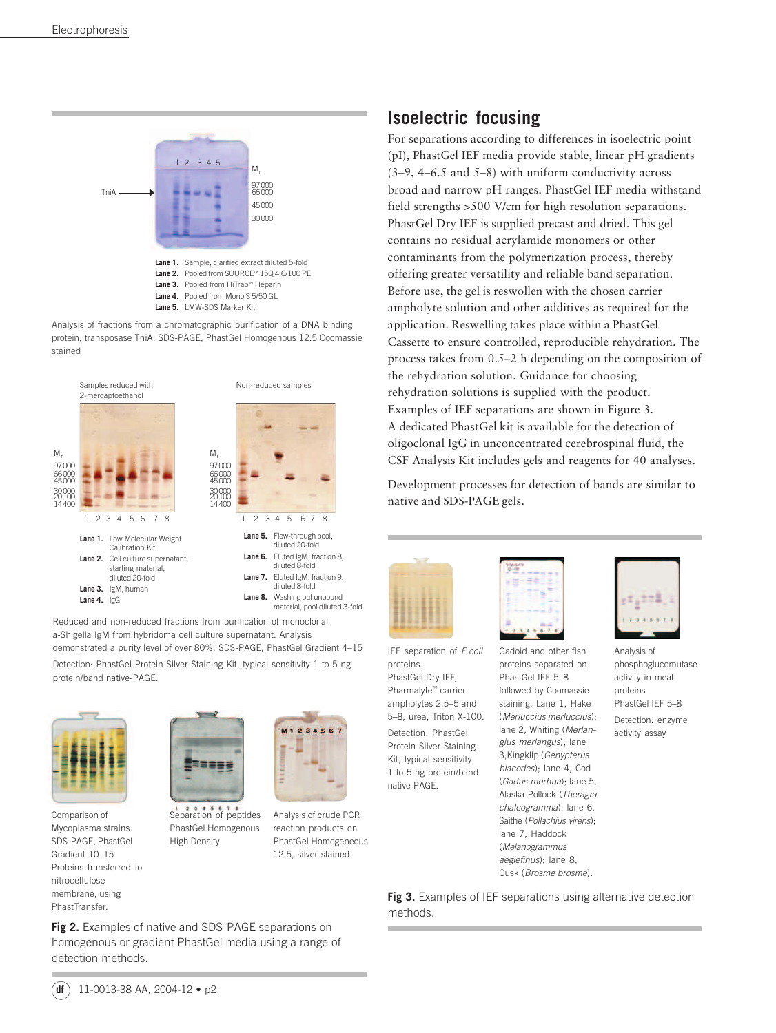Lane 1. Sample, clarified extract diluted 5-fold
Lane 2. Pooled from SOURCE™ 15Q 4.6/100 PE
Lane 3. Pooled from HiTrap™ Heparin
Lane 4. Pooled from Mono S 5/50 GL
Lane 5. LMW-SDS Marker Kit

Analysis of fractions from a chromatographic purification of a DNA binding protein, transposase TniA. SDS-PAGE, PhastGel Homogenous 12.5 Coomassie stained

Samples reduced with 2-mercaptoethanol

Non-reduced samples

Lane 1. Low Molecular Weight Calibration Kit
Lane 2. Cell culture supernatant, starting material, diluted 20-fold
Lane 3. IgM, human
Lane 4. IgG
Lane 5. Flow-through pool, diluted 20-fold
Lane 6. Eluted IgM, fraction 8, diluted 8-fold
Lane 7. Eluted IgM, fraction 9, diluted 8-fold
Lane 8. Washing out unbound material, pool diluted 3-fold

Reduced and non-reduced fractions from purification of monoclonal a-Shigella IgM from hybridoma cell culture supernatant. Analysis demonstrated a purity level of over 80%. SDS-PAGE, PhastGel Gradient 4–15

Detection: PhastGel Protein Silver Staining Kit, typical sensitivity 1 to 5 ng protein/band native-PAGE.

Comparison of Mycoplasma strains. SDS-PAGE, PhastGel Gradient 10–15 Proteins transferred to nitrocellulose membrane, using PhastTransfer.

Separation of peptides PhastGel Homogenous High Density

Analysis of crude PCR reaction products on PhastGel Homogeneous 12.5, silver stained.

**Fig 2.** Examples of native and SDS-PAGE separations on homogenous or gradient PhastGel media using a range of detection methods.

## Isoelectric focusing

For separations according to differences in isoelectric point (pI), PhastGel IEF media provide stable, linear pH gradients (3–9, 4–6.5 and 5–8) with uniform conductivity across broad and narrow pH ranges. PhastGel IEF media withstand field strengths >500 V/cm for high resolution separations. PhastGel Dry IEF is supplied precast and dried. This gel contains no residual acrylamide monomers or other contaminants from the polymerization process, thereby offering greater versatility and reliable band separation. Before use, the gel is reswollen with the chosen carrier ampholyte solution and other additives as required for the application. Reswelling takes place within a PhastGel Cassette to ensure controlled, reproducible rehydration. The process takes from 0.5–2 h depending on the composition of the rehydration solution. Guidance for choosing rehydration solutions is supplied with the product. Examples of IEF separations are shown in Figure 3. A dedicated PhastGel kit is available for the detection of oligoclonal IgG in unconcentrated cerebrospinal fluid, the CSF Analysis Kit includes gels and reagents for 40 analyses.

Development processes for detection of bands are similar to native and SDS-PAGE gels.

IEF separation of *E.coli* proteins. PhastGel Dry IEF, Pharmalyte™ carrier ampholytes 2.5–5 and 5–8, urea, Triton X-100.

Detection: PhastGel Protein Silver Staining Kit, typical sensitivity 1 to 5 ng protein/band native-PAGE.

Gadoid and other fish proteins separated on PhastGel IEF 5–8 followed by Coomassie staining. Lane 1, Hake (*Merluccius merluccius*); lane 2, Whiting (*Merlangius merlangus*); lane 3, Kingklip (*Genypterus blacodes*); lane 4, Cod (*Gadus morhua*); lane 5, Alaska Pollock (*Theragra chalcogramma*); lane 6, Saithe (*Pollachius virens*); lane 7, Haddock (*Melanogrammus aeglefinus*); lane 8, Cusk (*Brosme brosme*).

Analysis of phosphoglucomutase activity in meat proteins PhastGel IEF 5–8

Detection: enzyme activity assay

**Fig 3.** Examples of IEF separations using alternative detection methods.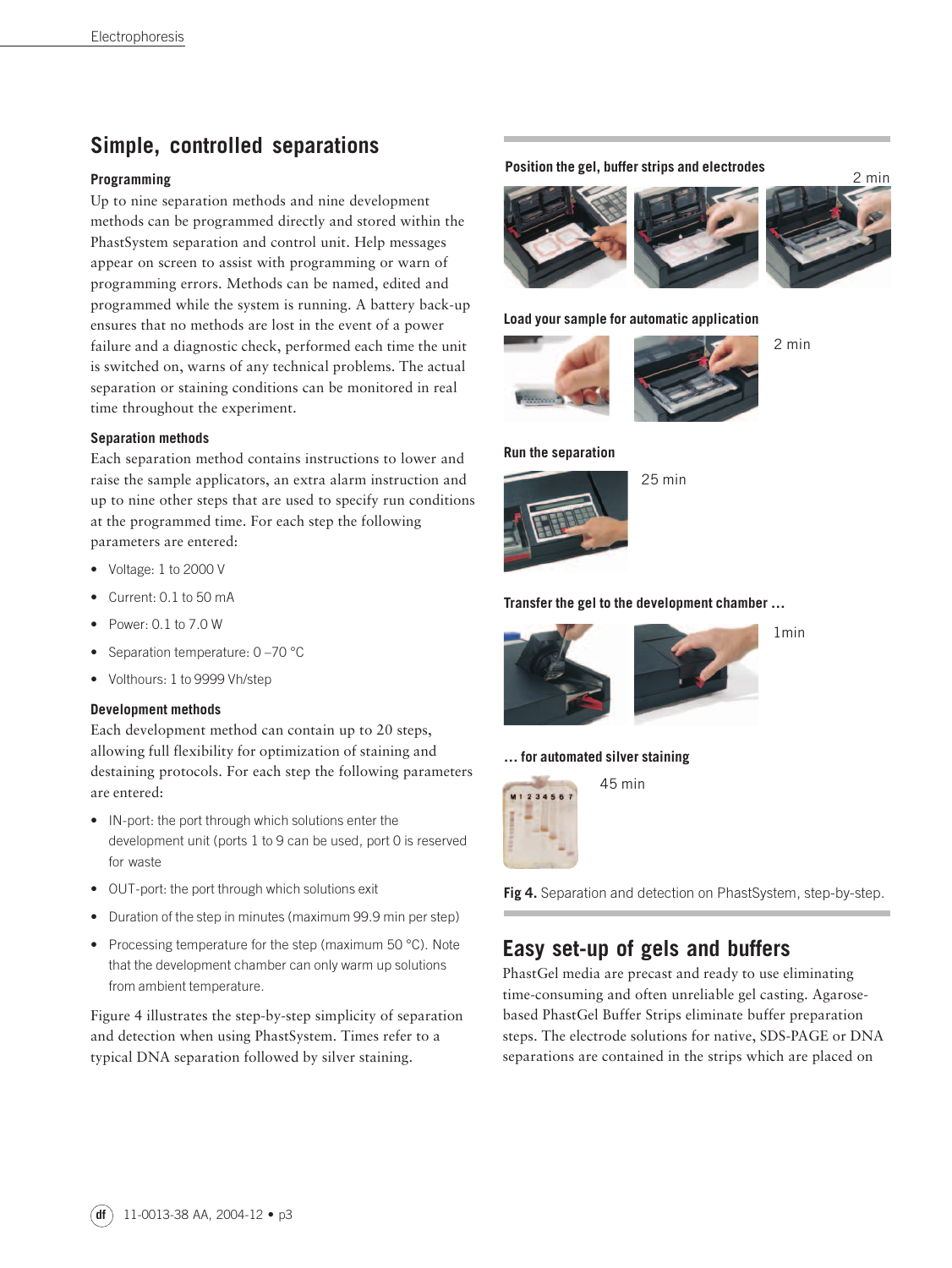## Simple, controlled separations

### Programming

Up to nine separation methods and nine development methods can be programmed directly and stored within the PhastSystem separation and control unit. Help messages appear on screen to assist with programming or warn of programming errors. Methods can be named, edited and programmed while the system is running. A battery back-up ensures that no methods are lost in the event of a power failure and a diagnostic check, performed each time the unit is switched on, warns of any technical problems. The actual separation or staining conditions can be monitored in real time throughout the experiment.

### Separation methods

Each separation method contains instructions to lower and raise the sample applicators, an extra alarm instruction and up to nine other steps that are used to specify run conditions at the programmed time. For each step the following parameters are entered:

- Voltage: 1 to 2000 V
- Current: 0.1 to 50 mA
- Power: 0.1 to 7.0 W
- Separation temperature: 0 –70 °C
- Volthours: 1 to 9999 Vh/step

### Development methods

Each development method can contain up to 20 steps, allowing full flexibility for optimization of staining and destaining protocols. For each step the following parameters are entered:

- IN-port: the port through which solutions enter the development unit (ports 1 to 9 can be used, port 0 is reserved for waste
- OUT-port: the port through which solutions exit
- Duration of the step in minutes (maximum 99.9 min per step)
- Processing temperature for the step (maximum 50 °C). Note that the development chamber can only warm up solutions from ambient temperature.

Figure 4 illustrates the step-by-step simplicity of separation and detection when using PhastSystem. Times refer to a typical DNA separation followed by silver staining.

**Position the gel, buffer strips and electrodes** 2 min

**Load your sample for automatic application** 2 min

**Run the separation** 25 min

**Transfer the gel to the development chamber ...** 1min

**... for automated silver staining** 45 min

**Fig 4.** Separation and detection on PhastSystem, step-by-step.

## Easy set-up of gels and buffers

PhastGel media are precast and ready to use eliminating time-consuming and often unreliable gel casting. Agarose-based PhastGel Buffer Strips eliminate buffer preparation steps. The electrode solutions for native, SDS-PAGE or DNA separations are contained in the strips which are placed on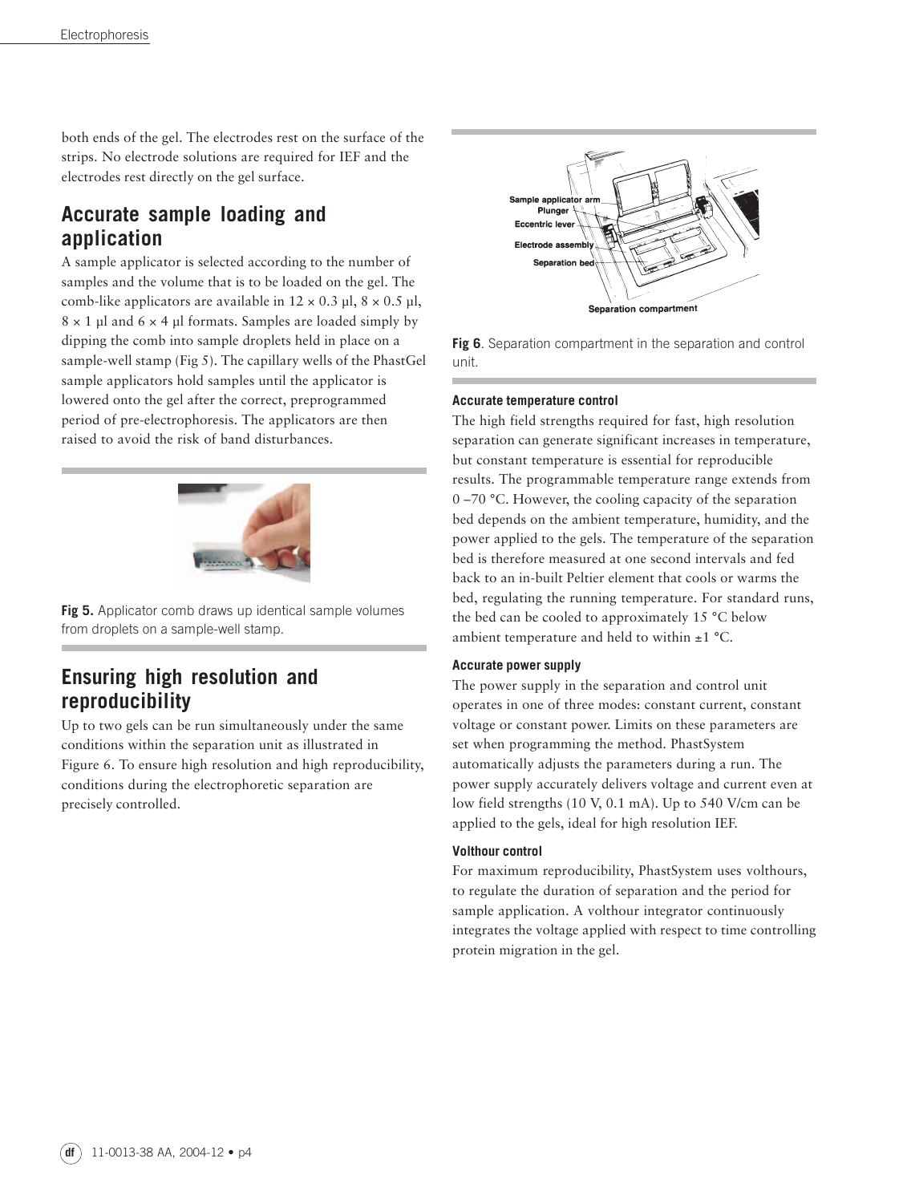both ends of the gel. The electrodes rest on the surface of the strips. No electrode solutions are required for IEF and the electrodes rest directly on the gel surface.

## Accurate sample loading and application

A sample applicator is selected according to the number of samples and the volume that is to be loaded on the gel. The comb-like applicators are available in 12 × 0.3 µl, 8 × 0.5 µl, 8 × 1 µl and 6 × 4 µl formats. Samples are loaded simply by dipping the comb into sample droplets held in place on a sample-well stamp (Fig 5). The capillary wells of the PhastGel sample applicators hold samples until the applicator is lowered onto the gel after the correct, preprogrammed period of pre-electrophoresis. The applicators are then raised to avoid the risk of band disturbances.

**Fig 5.** Applicator comb draws up identical sample volumes from droplets on a sample-well stamp.

## Ensuring high resolution and reproducibility

Up to two gels can be run simultaneously under the same conditions within the separation unit as illustrated in Figure 6. To ensure high resolution and high reproducibility, conditions during the electrophoretic separation are precisely controlled.

**Fig 6**. Separation compartment in the separation and control unit.

#### Accurate temperature control

The high field strengths required for fast, high resolution separation can generate significant increases in temperature, but constant temperature is essential for reproducible results. The programmable temperature range extends from 0 –70 °C. However, the cooling capacity of the separation bed depends on the ambient temperature, humidity, and the power applied to the gels. The temperature of the separation bed is therefore measured at one second intervals and fed back to an in-built Peltier element that cools or warms the bed, regulating the running temperature. For standard runs, the bed can be cooled to approximately 15 °C below ambient temperature and held to within ±1 °C.

#### Accurate power supply

The power supply in the separation and control unit operates in one of three modes: constant current, constant voltage or constant power. Limits on these parameters are set when programming the method. PhastSystem automatically adjusts the parameters during a run. The power supply accurately delivers voltage and current even at low field strengths (10 V, 0.1 mA). Up to 540 V/cm can be applied to the gels, ideal for high resolution IEF.

#### Volthour control

For maximum reproducibility, PhastSystem uses volthours, to regulate the duration of separation and the period for sample application. A volthour integrator continuously integrates the voltage applied with respect to time controlling protein migration in the gel.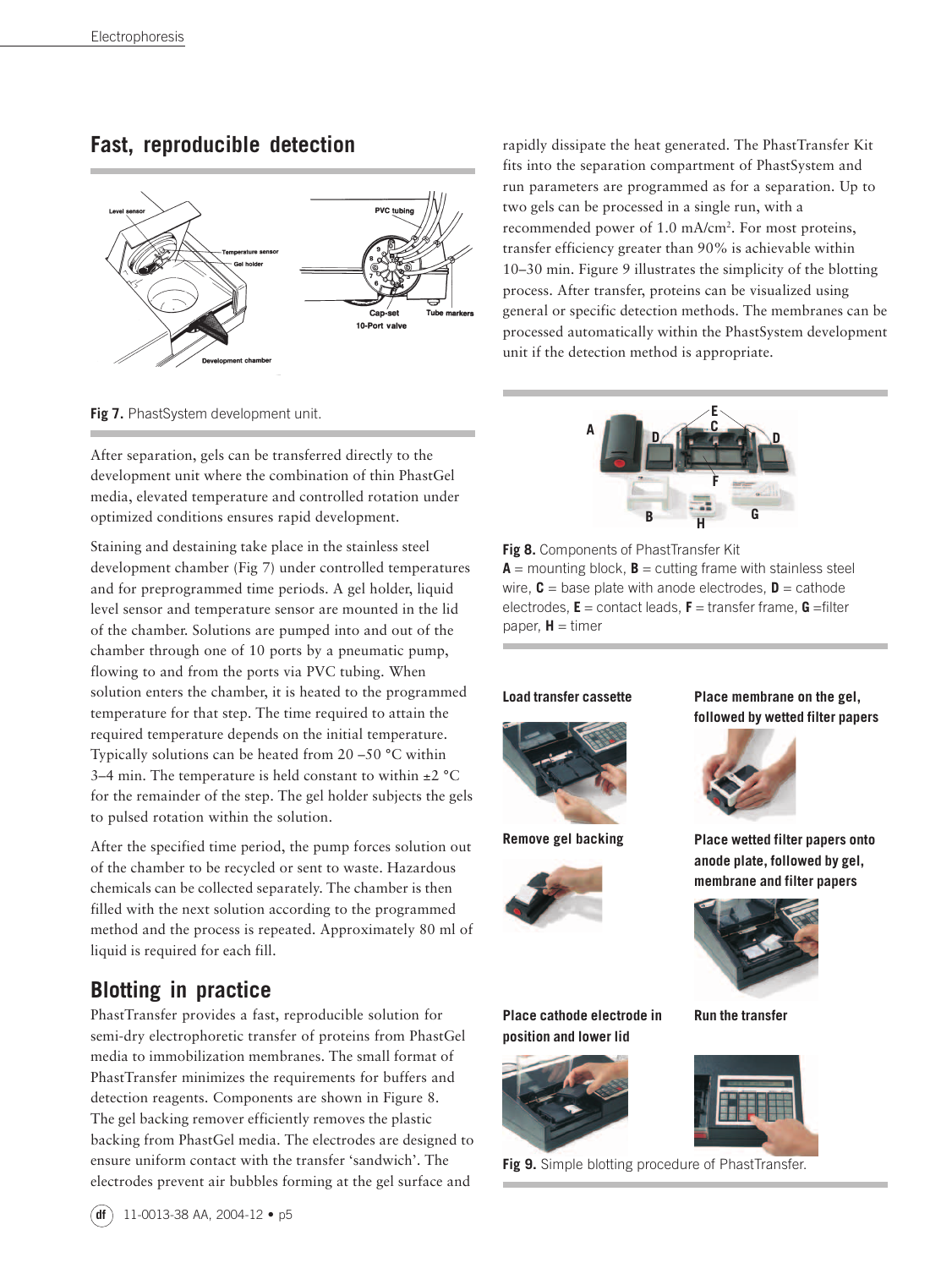## Fast, reproducible detection

Fig 7. PhastSystem development unit.

After separation, gels can be transferred directly to the development unit where the combination of thin PhastGel media, elevated temperature and controlled rotation under optimized conditions ensures rapid development.

Staining and destaining take place in the stainless steel development chamber (Fig 7) under controlled temperatures and for preprogrammed time periods. A gel holder, liquid level sensor and temperature sensor are mounted in the lid of the chamber. Solutions are pumped into and out of the chamber through one of 10 ports by a pneumatic pump, flowing to and from the ports via PVC tubing. When solution enters the chamber, it is heated to the programmed temperature for that step. The time required to attain the required temperature depends on the initial temperature. Typically solutions can be heated from 20 –50 °C within 3–4 min. The temperature is held constant to within ±2 °C for the remainder of the step. The gel holder subjects the gels to pulsed rotation within the solution.

After the specified time period, the pump forces solution out of the chamber to be recycled or sent to waste. Hazardous chemicals can be collected separately. The chamber is then filled with the next solution according to the programmed method and the process is repeated. Approximately 80 ml of liquid is required for each fill.

## Blotting in practice

PhastTransfer provides a fast, reproducible solution for semi-dry electrophoretic transfer of proteins from PhastGel media to immobilization membranes. The small format of PhastTransfer minimizes the requirements for buffers and detection reagents. Components are shown in Figure 8. The gel backing remover efficiently removes the plastic backing from PhastGel media. The electrodes are designed to ensure uniform contact with the transfer 'sandwich'. The electrodes prevent air bubbles forming at the gel surface and rapidly dissipate the heat generated. The PhastTransfer Kit fits into the separation compartment of PhastSystem and run parameters are programmed as for a separation. Up to two gels can be processed in a single run, with a recommended power of 1.0 mA/cm$^2$. For most proteins, transfer efficiency greater than 90% is achievable within 10–30 min. Figure 9 illustrates the simplicity of the blotting process. After transfer, proteins can be visualized using general or specific detection methods. The membranes can be processed automatically within the PhastSystem development unit if the detection method is appropriate.

**Fig 8.** Components of PhastTransfer Kit
**A** = mounting block, **B** = cutting frame with stainless steel wire, **C** = base plate with anode electrodes, **D** = cathode electrodes, **E** = contact leads, **F** = transfer frame, **G** = filter paper, **H** = timer

**Load transfer cassette**

**Remove gel backing**

**Place membrane on the gel, followed by wetted filter papers**

**Place wetted filter papers onto anode plate, followed by gel, membrane and filter papers**

**Place cathode electrode in position and lower lid**

**Run the transfer**

**Fig 9.** Simple blotting procedure of PhastTransfer.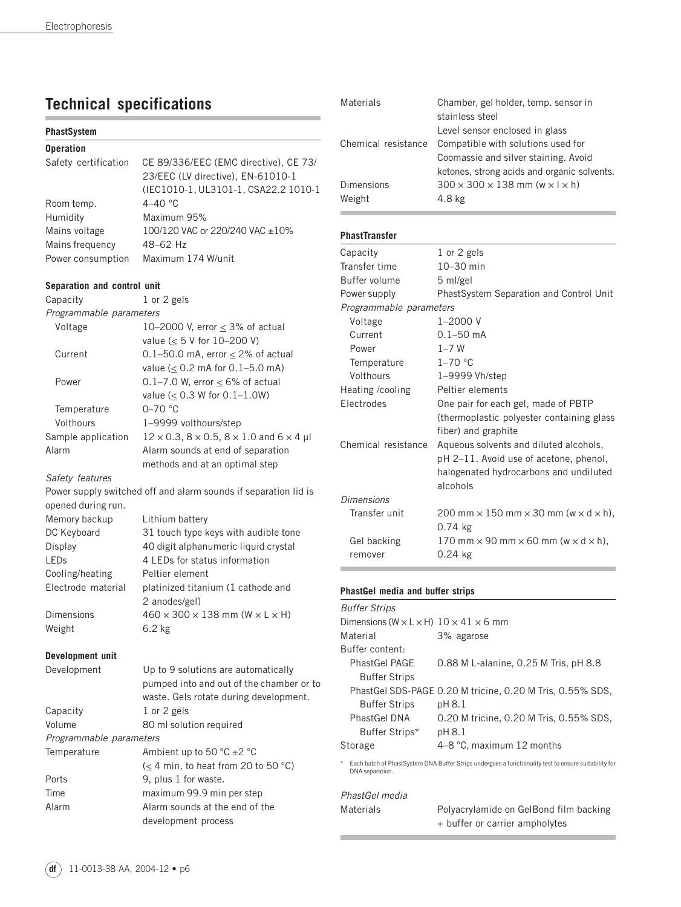# Technical specifications

## PhastSystem

### Operation

| | |
|---|---|
| Safety certification | CE 89/336/EEC (EMC directive), CE 73/23/EEC (LV directive), EN-61010-1 (IEC1010-1, UL3101-1, CSA22.2 1010-1 |
| Room temp. | 4–40 °C |
| Humidity | Maximum 95% |
| Mains voltage | 100/120 VAC or 220/240 VAC ±10% |
| Mains frequency | 48–62 Hz |
| Power consumption | Maximum 174 W/unit |

### Separation and control unit

| | |
|---|---|
| Capacity | 1 or 2 gels |
| *Programmable parameters* | |
| Voltage | 10–2000 V, error ≤ 3% of actual value (≤ 5 V for 10–200 V) |
| Current | 0.1–50.0 mA, error ≤ 2% of actual value (≤ 0.2 mA for 0.1–5.0 mA) |
| Power | 0.1–7.0 W, error ≤ 6% of actual value (≤ 0.3 W for 0.1–1.0W) |
| Temperature | 0–70 °C |
| Volthours | 1–9999 volthours/step |
| Sample application | 12 × 0.3, 8 × 0.5, 8 × 1.0 and 6 × 4 µl |
| Alarm | Alarm sounds at end of separation methods and at an optimal step |

*Safety features*

Power supply switched off and alarm sounds if separation lid is opened during run.

| | |
|---|---|
| Memory backup | Lithium battery |
| DC Keyboard | 31 touch type keys with audible tone |
| Display | 40 digit alphanumeric liquid crystal |
| LEDs | 4 LEDs for status information |
| Cooling/heating | Peltier element |
| Electrode material | platinized titanium (1 cathode and 2 anodes/gel) |
| Dimensions | 460 × 300 × 138 mm (W × L × H) |
| Weight | 6.2 kg |

### Development unit

| | |
|---|---|
| Development | Up to 9 solutions are automatically pumped into and out of the chamber or to waste. Gels rotate during development. |
| Capacity | 1 or 2 gels |
| Volume | 80 ml solution required |
| *Programmable parameters* | |
| Temperature | Ambient up to 50 °C ±2 °C (≤ 4 min, to heat from 20 to 50 °C) |
| Ports | 9, plus 1 for waste. |
| Time | maximum 99.9 min per step |
| Alarm | Alarm sounds at the end of the development process |
| Materials | Chamber, gel holder, temp. sensor in stainless steel<br>Level sensor enclosed in glass |
| Chemical resistance | Compatible with solutions used for Coomassie and silver staining. Avoid ketones, strong acids and organic solvents. |
| Dimensions | 300 × 300 × 138 mm (w × l × h) |
| Weight | 4.8 kg |

## PhastTransfer

| | |
|---|---|
| Capacity | 1 or 2 gels |
| Transfer time | 10–30 min |
| Buffer volume | 5 ml/gel |
| Power supply | PhastSystem Separation and Control Unit |
| *Programmable parameters* | |
| Voltage | 1–2000 V |
| Current | 0.1–50 mA |
| Power | 1–7 W |
| Temperature | 1–70 °C |
| Volthours | 1–9999 Vh/step |
| Heating /cooling | Peltier elements |
| Electrodes | One pair for each gel, made of PBTP (thermoplastic polyester containing glass fiber) and graphite |
| Chemical resistance | Aqueous solvents and diluted alcohols, pH 2–11. Avoid use of acetone, phenol, halogenated hydrocarbons and undiluted alcohols |
| *Dimensions* | |
| Transfer unit | 200 mm × 150 mm × 30 mm (w × d × h), 0.74 kg |
| Gel backing remover | 170 mm × 90 mm × 60 mm (w × d × h), 0.24 kg |

## PhastGel media and buffer strips

| | |
|---|---|
| *Buffer Strips* | |
| Dimensions (W × L × H) | 10 × 41 × 6 mm |
| Material | 3% agarose |
| Buffer content: | |
| PhastGel PAGE Buffer Strips | 0.88 M L-alanine, 0.25 M Tris, pH 8.8 |
| PhastGel SDS-PAGE Buffer Strips | 0.20 M tricine, 0.20 M Tris, 0.55% SDS, pH 8.1 |
| PhastGel DNA Buffer Strips* | 0.20 M tricine, 0.20 M Tris, 0.55% SDS, pH 8.1 |
| Storage | 4–8 °C, maximum 12 months |

\* Each batch of PhastSystem DNA Buffer Strips undergoes a functionality test to ensure suitability for DNA separation.

| | |
|---|---|
| *PhastGel media* | |
| Materials | Polyacrylamide on GelBond film backing + buffer or carrier ampholytes |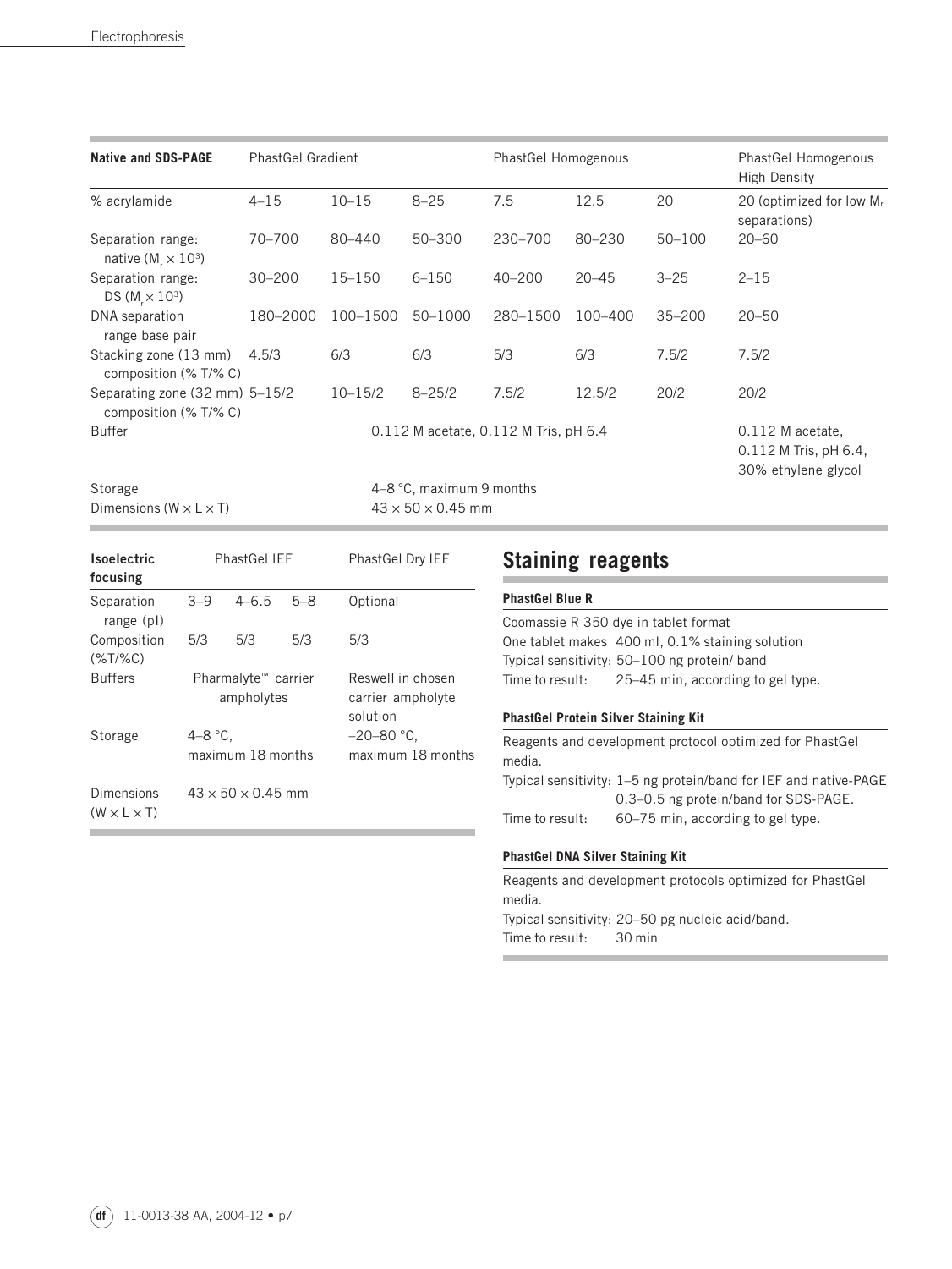| Native and SDS-PAGE | PhastGel Gradient | | | PhastGel Homogenous | | | PhastGel Homogenous High Density |
|---|---|---|---|---|---|---|---|
| % acrylamide | 4–15 | 10–15 | 8–25 | 7.5 | 12.5 | 20 | 20 (optimized for low $M_r$ separations) |
| Separation range: native ($M_r \times 10^3$) | 70–700 | 80–440 | 50–300 | 230–700 | 80–230 | 50–100 | 20–60 |
| Separation range: DS ($M_r \times 10^3$) | 30–200 | 15–150 | 6–150 | 40–200 | 20–45 | 3–25 | 2–15 |
| DNA separation range base pair | 180–2000 | 100–1500 | 50–1000 | 280–1500 | 100–400 | 35–200 | 20–50 |
| Stacking zone (13 mm) composition (% T/% C) | 4.5/3 | 6/3 | 6/3 | 5/3 | 6/3 | 7.5/2 | 7.5/2 |
| Separating zone (32 mm) composition (% T/% C) | 5–15/2 | 10–15/2 | 8–25/2 | 7.5/2 | 12.5/2 | 20/2 | 20/2 |
| Buffer | 0.112 M acetate, 0.112 M Tris, pH 6.4 | | | | | | 0.112 M acetate, 0.112 M Tris, pH 6.4, 30% ethylene glycol |
| Storage | 4–8 °C, maximum 9 months | | | | | | |
| Dimensions (W × L × T) | 43 × 50 × 0.45 mm | | | | | | |

| Isoelectric focusing | PhastGel IEF | | | PhastGel Dry IEF |
|---|---|---|---|---|
| Separation range (pI) | 3–9 | 4–6.5 | 5–8 | Optional |
| Composition (%T/%C) | 5/3 | 5/3 | 5/3 | 5/3 |
| Buffers | Pharmalyte™ carrier ampholytes | | | Reswell in chosen carrier ampholyte solution |
| Storage | 4–8 °C, maximum 18 months | | | –20–80 °C, maximum 18 months |
| Dimensions (W × L × T) | 43 × 50 × 0.45 mm | | | |

## Staining reagents

**PhastGel Blue R**

Coomassie R 350 dye in tablet format
One tablet makes 400 ml, 0.1% staining solution
Typical sensitivity: 50–100 ng protein/ band
Time to result: 25–45 min, according to gel type.

**PhastGel Protein Silver Staining Kit**

Reagents and development protocol optimized for PhastGel media.
Typical sensitivity: 1–5 ng protein/band for IEF and native-PAGE
0.3–0.5 ng protein/band for SDS-PAGE.
Time to result: 60–75 min, according to gel type.

**PhastGel DNA Silver Staining Kit**

Reagents and development protocols optimized for PhastGel media.
Typical sensitivity: 20–50 pg nucleic acid/band.
Time to result: 30 min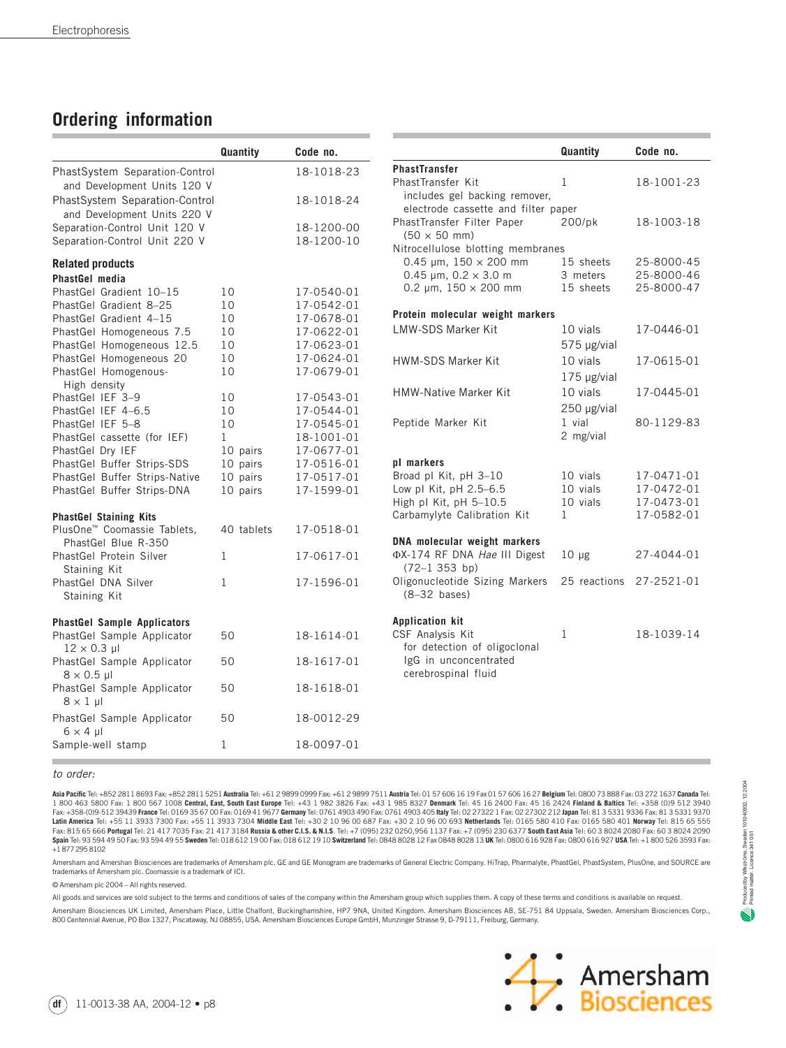## Ordering information

| | Quantity | Code no. |
|---|---|---|
| PhastSystem Separation-Control and Development Units 120 V | | 18-1018-23 |
| PhastSystem Separation-Control and Development Units 220 V | | 18-1018-24 |
| Separation-Control Unit 120 V | | 18-1200-00 |
| Separation-Control Unit 220 V | | 18-1200-10 |
| **Related products** | | |
| **PhastGel media** | | |
| PhastGel Gradient 10–15 | 10 | 17-0540-01 |
| PhastGel Gradient 8–25 | 10 | 17-0542-01 |
| PhastGel Gradient 4–15 | 10 | 17-0678-01 |
| PhastGel Homogeneous 7.5 | 10 | 17-0622-01 |
| PhastGel Homogeneous 12.5 | 10 | 17-0623-01 |
| PhastGel Homogeneous 20 | 10 | 17-0624-01 |
| PhastGel Homogenous-High density | 10 | 17-0679-01 |
| PhastGel IEF 3–9 | 10 | 17-0543-01 |
| PhastGel IEF 4–6.5 | 10 | 17-0544-01 |
| PhastGel IEF 5–8 | 10 | 17-0545-01 |
| PhastGel cassette (for IEF) | 1 | 18-1001-01 |
| PhastGel Dry IEF | 10 pairs | 17-0677-01 |
| PhastGel Buffer Strips-SDS | 10 pairs | 17-0516-01 |
| PhastGel Buffer Strips-Native | 10 pairs | 17-0517-01 |
| PhastGel Buffer Strips-DNA | 10 pairs | 17-1599-01 |
| **PhastGel Staining Kits** | | |
| PlusOne™ Coomassie Tablets, PhastGel Blue R-350 | 40 tablets | 17-0518-01 |
| PhastGel Protein Silver Staining Kit | 1 | 17-0617-01 |
| PhastGel DNA Silver Staining Kit | 1 | 17-1596-01 |
| **PhastGel Sample Applicators** | | |
| PhastGel Sample Applicator 12 × 0.3 µl | 50 | 18-1614-01 |
| PhastGel Sample Applicator 8 × 0.5 µl | 50 | 18-1617-01 |
| PhastGel Sample Applicator 8 × 1 µl | 50 | 18-1618-01 |
| PhastGel Sample Applicator 6 × 4 µl | 50 | 18-0012-29 |
| Sample-well stamp | 1 | 18-0097-01 |

| | Quantity | Code no. |
|---|---|---|
| **PhastTransfer** | | |
| PhastTransfer Kit includes gel backing remover, electrode cassette and filter paper | 1 | 18-1001-23 |
| PhastTransfer Filter Paper (50 × 50 mm) | 200/pk | 18-1003-18 |
| Nitrocellulose blotting membranes | | |
| 0.45 µm, 150 × 200 mm | 15 sheets | 25-8000-45 |
| 0.45 µm, 0.2 × 3.0 m | 3 meters | 25-8000-46 |
| 0.2 µm, 150 × 200 mm | 15 sheets | 25-8000-47 |
| **Protein molecular weight markers** | | |
| LMW-SDS Marker Kit | 10 vials 575 µg/vial | 17-0446-01 |
| HWM-SDS Marker Kit | 10 vials 175 µg/vial | 17-0615-01 |
| HMW-Native Marker Kit | 10 vials 250 µg/vial | 17-0445-01 |
| Peptide Marker Kit | 1 vial 2 mg/vial | 80-1129-83 |
| **pI markers** | | |
| Broad pI Kit, pH 3–10 | 10 vials | 17-0471-01 |
| Low pI Kit, pH 2.5–6.5 | 10 vials | 17-0472-01 |
| High pI Kit, pH 5–10.5 | 10 vials | 17-0473-01 |
| Carbamylyte Calibration Kit | 1 | 17-0582-01 |
| **DNA molecular weight markers** | | |
| ΦX-174 RF DNA *Hae* III Digest (72–1 353 bp) | 10 µg | 27-4044-01 |
| Oligonucleotide Sizing Markers (8–32 bases) | 25 reactions | 27-2521-01 |
| **Application kit** | | |
| CSF Analysis Kit for detection of oligoclonal IgG in unconcentrated cerebrospinal fluid | 1 | 18-1039-14 |

*to order:*

**Asia Pacific** Tel: +852 2811 8693 Fax: +852 2811 5251 **Australia** Tel: +61 2 9899 0999 Fax: +61 2 9899 7511 **Austria** Tel: 01 57 606 16 19 Fax 01 57 606 16 27 **Belgium** Tel: 0800 73 888 Fax: 03 272 1637 **Canada** Tel: 1 800 463 5800 Fax: 1 800 567 1008 **Central, East, South East Europe** Tel: +43 1 982 3826 Fax: +43 1 985 8327 **Denmark** Tel: 45 16 2400 Fax: 45 16 2424 **Finland & Baltics** Tel: +358 (0)9 512 3940 Fax: +358-(0)9-512 39439 **France** Tel: 0169 35 67 00 Fax: 0169 41 9677 **Germany** Tel: 0761 4903 490 Fax: 0761 4903 405 **Italy** Tel: 02 27322 1 Fax: 02 27302 212 **Japan** Tel: 81 3 5331 9336 Fax: 81 3 5331 9370 **Latin America** Tel: +55 11 3933 7300 Fax: +55 11 3933 7304 **Middle East** Tel: +30 2 10 96 00 687 Fax: +30 2 10 96 00 693 **Netherlands** Tel: 0165 580 410 Fax: 0165 580 401 **Norway** Tel: 815 65 555 Fax: 815 65 666 **Portugal** Tel: 21 417 7035 Fax: 21 417 3184 **Russia & other C.I.S. & N.I.S.** Tel: +7 (095) 232 0250,956 1137 Fax: +7 (095) 230 6377 **South East Asia** Tel: 60 3 8024 2080 Fax: 60 3 8024 2090 **Spain** Tel: 93 594 49 50 Fax: 93 594 49 55 **Sweden** Tel: 018 612 19 00 Fax: 018 612 19 10 **Switzerland** Tel: 0848 8028 12 Fax 0848 8028 13 **UK** Tel: 0800 616 928 Fax: 0800 616 927 **USA** Tel: +1 800 526 3593 Fax: +1 877 295 8102

Amersham and Amershan Biosciences are trademarks of Amersham plc. GE and GE Monogram are trademarks of General Electric Company. HiTrap, Pharmalyte, PhastGel, PhastSystem, PlusOne, and SOURCE are trademarks of Amersham plc. Coomassie is a trademark of ICI.

© Amersham plc 2004 – All rights reserved.

All goods and services are sold subject to the terms and conditions of sales of the company within the Amersham group which supplies them. A copy of these terms and conditions is available on request.

Amersham Biosciences UK Limited, Amersham Place, Little Chalfont, Buckinghamshire, HP7 9NA, United Kingdom. Amersham Biosciences AB, SE-751 84 Uppsala, Sweden. Amersham Biosciences Corp., 800 Centennial Avenue, PO Box 1327, Piscataway, NJ 08855, USA. Amersham Biosciences Europe GmbH, Munzinger Strasse 9, D-79111, Freiburg, Germany.

11-0013-38 AA, 2004-12

Amersham Biosciences